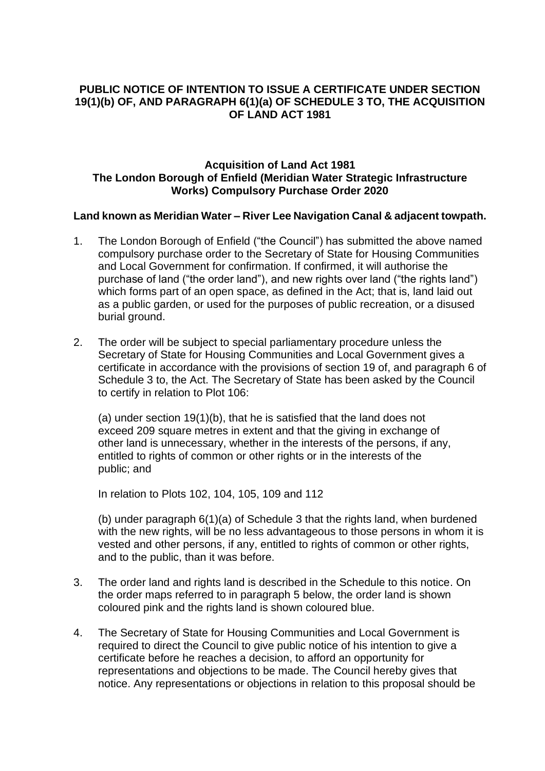# PUBLIC NOTICE OF INTENTION TO ISSUE A CERTIFICATE UNDER SECTION 19(1)(b) OF, AND PARAGRAPH 6(1)(a) OF SCHEDULE 3 TO, THE ACQUISITION OF LAND ACT 1981

## Acquisition of Land Act 1981
## The London Borough of Enfield (Meridian Water Strategic Infrastructure Works) Compulsory Purchase Order 2020

### Land known as Meridian Water – River Lee Navigation Canal & adjacent towpath.

1. The London Borough of Enfield ("the Council") has submitted the above named compulsory purchase order to the Secretary of State for Housing Communities and Local Government for confirmation. If confirmed, it will authorise the purchase of land ("the order land"), and new rights over land ("the rights land") which forms part of an open space, as defined in the Act; that is, land laid out as a public garden, or used for the purposes of public recreation, or a disused burial ground.

2. The order will be subject to special parliamentary procedure unless the Secretary of State for Housing Communities and Local Government gives a certificate in accordance with the provisions of section 19 of, and paragraph 6 of Schedule 3 to, the Act. The Secretary of State has been asked by the Council to certify in relation to Plot 106:

   (a) under section 19(1)(b), that he is satisfied that the land does not exceed 209 square metres in extent and that the giving in exchange of other land is unnecessary, whether in the interests of the persons, if any, entitled to rights of common or other rights or in the interests of the public; and

   In relation to Plots 102, 104, 105, 109 and 112

   (b) under paragraph 6(1)(a) of Schedule 3 that the rights land, when burdened with the new rights, will be no less advantageous to those persons in whom it is vested and other persons, if any, entitled to rights of common or other rights, and to the public, than it was before.

3. The order land and rights land is described in the Schedule to this notice. On the order maps referred to in paragraph 5 below, the order land is shown coloured pink and the rights land is shown coloured blue.

4. The Secretary of State for Housing Communities and Local Government is required to direct the Council to give public notice of his intention to give a certificate before he reaches a decision, to afford an opportunity for representations and objections to be made. The Council hereby gives that notice. Any representations or objections in relation to this proposal should be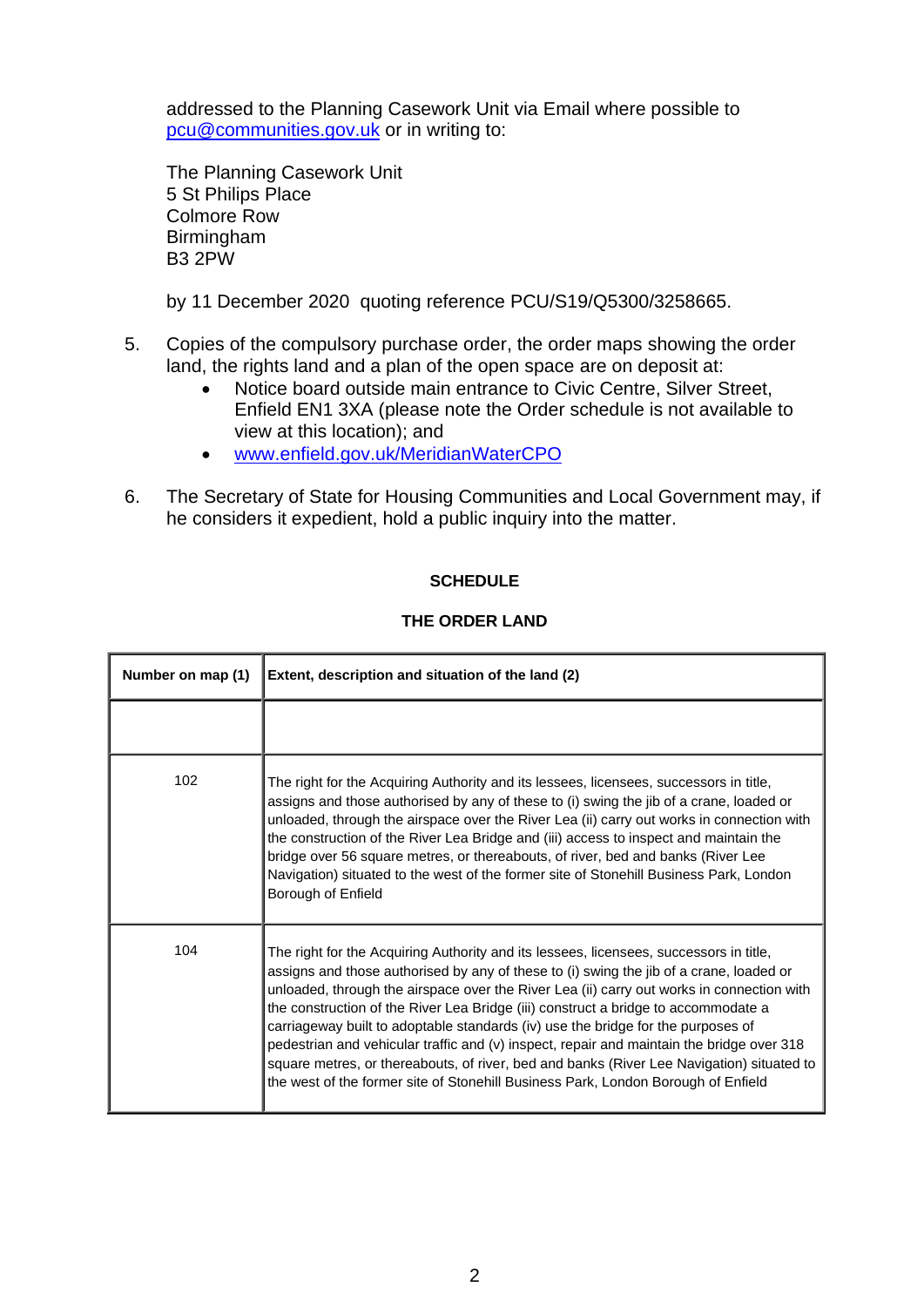addressed to the Planning Casework Unit via Email where possible to pcu@communities.gov.uk or in writing to:

The Planning Casework Unit
5 St Philips Place
Colmore Row
Birmingham
B3 2PW

by 11 December 2020 quoting reference PCU/S19/Q5300/3258665.

5. Copies of the compulsory purchase order, the order maps showing the order land, the rights land and a plan of the open space are on deposit at:
   - Notice board outside main entrance to Civic Centre, Silver Street, Enfield EN1 3XA (please note the Order schedule is not available to view at this location); and
   - www.enfield.gov.uk/MeridianWaterCPO

6. The Secretary of State for Housing Communities and Local Government may, if he considers it expedient, hold a public inquiry into the matter.

**SCHEDULE**

**THE ORDER LAND**

| Number on map (1) | Extent, description and situation of the land (2) |
|---|---|
| | |
| 102 | The right for the Acquiring Authority and its lessees, licensees, successors in title, assigns and those authorised by any of these to (i) swing the jib of a crane, loaded or unloaded, through the airspace over the River Lea (ii) carry out works in connection with the construction of the River Lea Bridge and (iii) access to inspect and maintain the bridge over 56 square metres, or thereabouts, of river, bed and banks (River Lee Navigation) situated to the west of the former site of Stonehill Business Park, London Borough of Enfield |
| 104 | The right for the Acquiring Authority and its lessees, licensees, successors in title, assigns and those authorised by any of these to (i) swing the jib of a crane, loaded or unloaded, through the airspace over the River Lea (ii) carry out works in connection with the construction of the River Lea Bridge (iii) construct a bridge to accommodate a carriageway built to adoptable standards (iv) use the bridge for the purposes of pedestrian and vehicular traffic and (v) inspect, repair and maintain the bridge over 318 square metres, or thereabouts, of river, bed and banks (River Lee Navigation) situated to the west of the former site of Stonehill Business Park, London Borough of Enfield |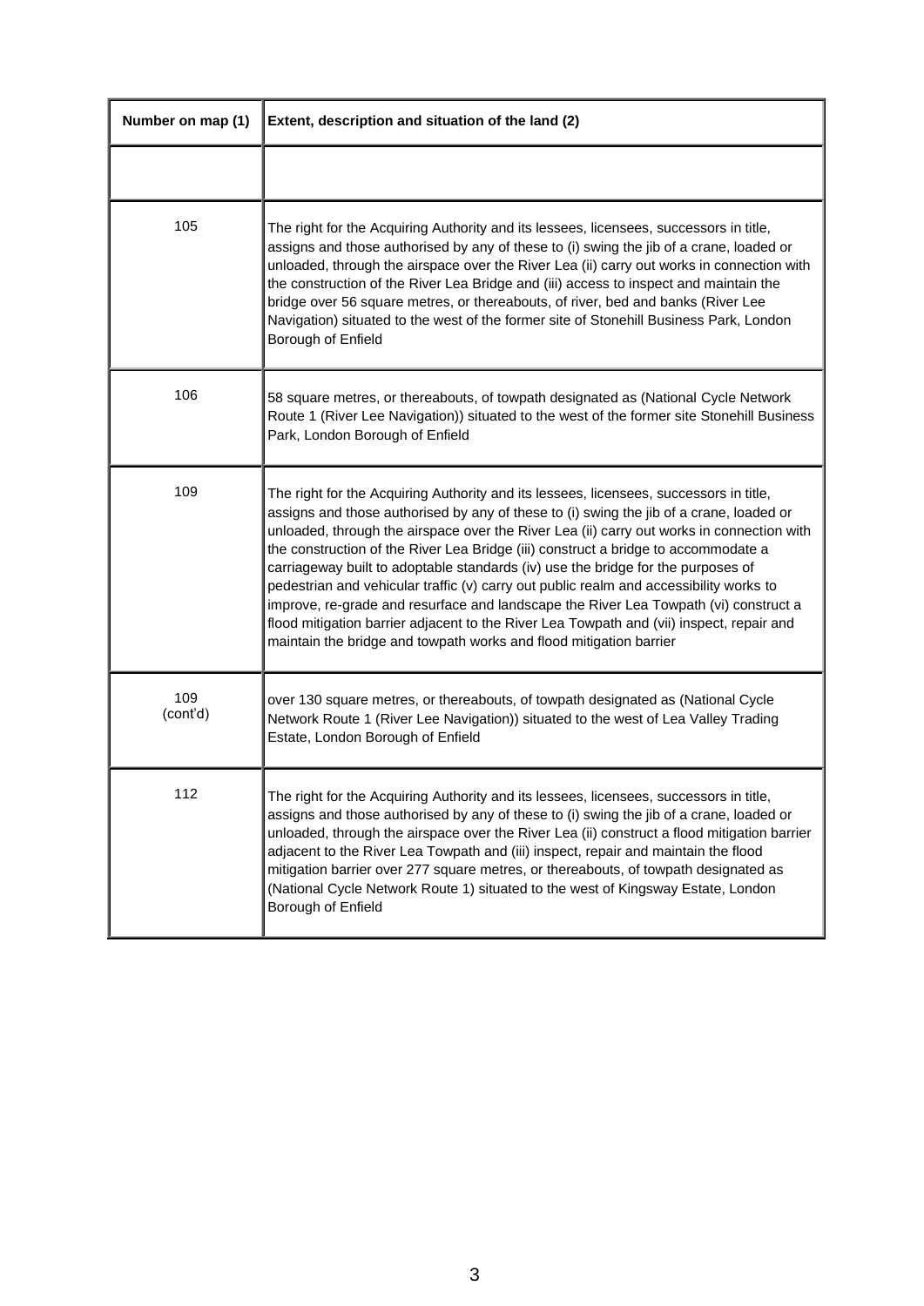| Number on map (1) | Extent, description and situation of the land (2) |
|---|---|
| | |
| 105 | The right for the Acquiring Authority and its lessees, licensees, successors in title, assigns and those authorised by any of these to (i) swing the jib of a crane, loaded or unloaded, through the airspace over the River Lea (ii) carry out works in connection with the construction of the River Lea Bridge and (iii) access to inspect and maintain the bridge over 56 square metres, or thereabouts, of river, bed and banks (River Lee Navigation) situated to the west of the former site of Stonehill Business Park, London Borough of Enfield |
| 106 | 58 square metres, or thereabouts, of towpath designated as (National Cycle Network Route 1 (River Lee Navigation)) situated to the west of the former site Stonehill Business Park, London Borough of Enfield |
| 109 | The right for the Acquiring Authority and its lessees, licensees, successors in title, assigns and those authorised by any of these to (i) swing the jib of a crane, loaded or unloaded, through the airspace over the River Lea (ii) carry out works in connection with the construction of the River Lea Bridge (iii) construct a bridge to accommodate a carriageway built to adoptable standards (iv) use the bridge for the purposes of pedestrian and vehicular traffic (v) carry out public realm and accessibility works to improve, re-grade and resurface and landscape the River Lea Towpath (vi) construct a flood mitigation barrier adjacent to the River Lea Towpath and (vii) inspect, repair and maintain the bridge and towpath works and flood mitigation barrier |
| 109 (cont'd) | over 130 square metres, or thereabouts, of towpath designated as (National Cycle Network Route 1 (River Lee Navigation)) situated to the west of Lea Valley Trading Estate, London Borough of Enfield |
| 112 | The right for the Acquiring Authority and its lessees, licensees, successors in title, assigns and those authorised by any of these to (i) swing the jib of a crane, loaded or unloaded, through the airspace over the River Lea (ii) construct a flood mitigation barrier adjacent to the River Lea Towpath and (iii) inspect, repair and maintain the flood mitigation barrier over 277 square metres, or thereabouts, of towpath designated as (National Cycle Network Route 1) situated to the west of Kingsway Estate, London Borough of Enfield |